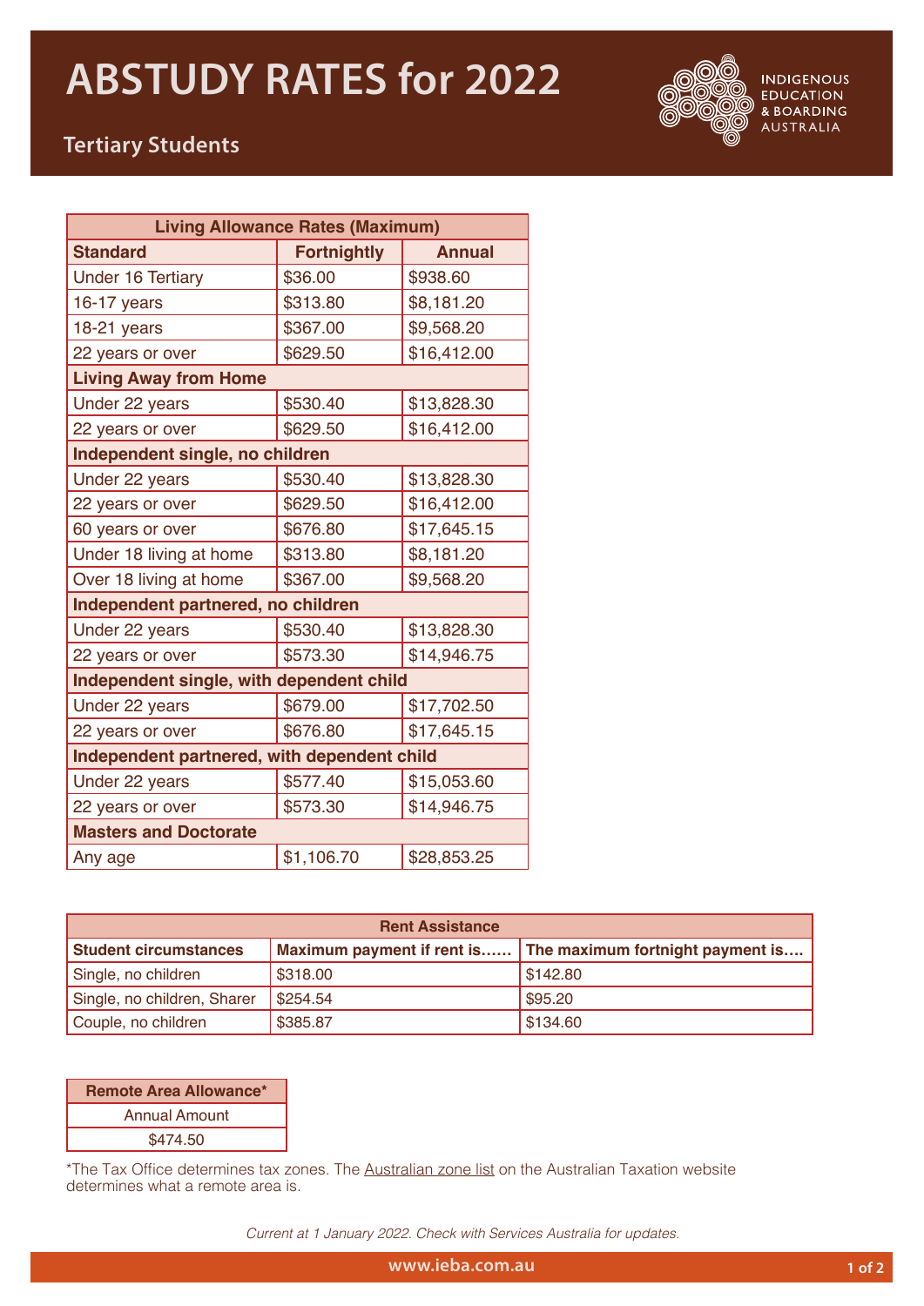# ABSTUDY RATES for 2022

## Tertiary Students

INDIGENOUS EDUCATION & BOARDING AUSTRALIA

| Living Allowance Rates (Maximum) | | |
|---|---|---|
| **Standard** | **Fortnightly** | **Annual** |
| Under 16 Tertiary | $36.00 | $938.60 |
| 16-17 years | $313.80 | $8,181.20 |
| 18-21 years | $367.00 | $9,568.20 |
| 22 years or over | $629.50 | $16,412.00 |
| **Living Away from Home** | | |
| Under 22 years | $530.40 | $13,828.30 |
| 22 years or over | $629.50 | $16,412.00 |
| **Independent single, no children** | | |
| Under 22 years | $530.40 | $13,828.30 |
| 22 years or over | $629.50 | $16,412.00 |
| 60 years or over | $676.80 | $17,645.15 |
| Under 18 living at home | $313.80 | $8,181.20 |
| Over 18 living at home | $367.00 | $9,568.20 |
| **Independent partnered, no children** | | |
| Under 22 years | $530.40 | $13,828.30 |
| 22 years or over | $573.30 | $14,946.75 |
| **Independent single, with dependent child** | | |
| Under 22 years | $679.00 | $17,702.50 |
| 22 years or over | $676.80 | $17,645.15 |
| **Independent partnered, with dependent child** | | |
| Under 22 years | $577.40 | $15,053.60 |
| 22 years or over | $573.30 | $14,946.75 |
| **Masters and Doctorate** | | |
| Any age | $1,106.70 | $28,853.25 |

| Rent Assistance | | |
|---|---|---|
| **Student circumstances** | **Maximum payment if rent is……** | **The maximum fortnight payment is….** |
| Single, no children | $318.00 | $142.80 |
| Single, no children, Sharer | $254.54 | $95.20 |
| Couple, no children | $385.87 | $134.60 |

| Remote Area Allowance* |
|---|
| Annual Amount |
| $474.50 |

*The Tax Office determines tax zones. The Australian zone list on the Australian Taxation website determines what a remote area is.

*Current at 1 January 2022. Check with Services Australia for updates.*

www.ieba.com.au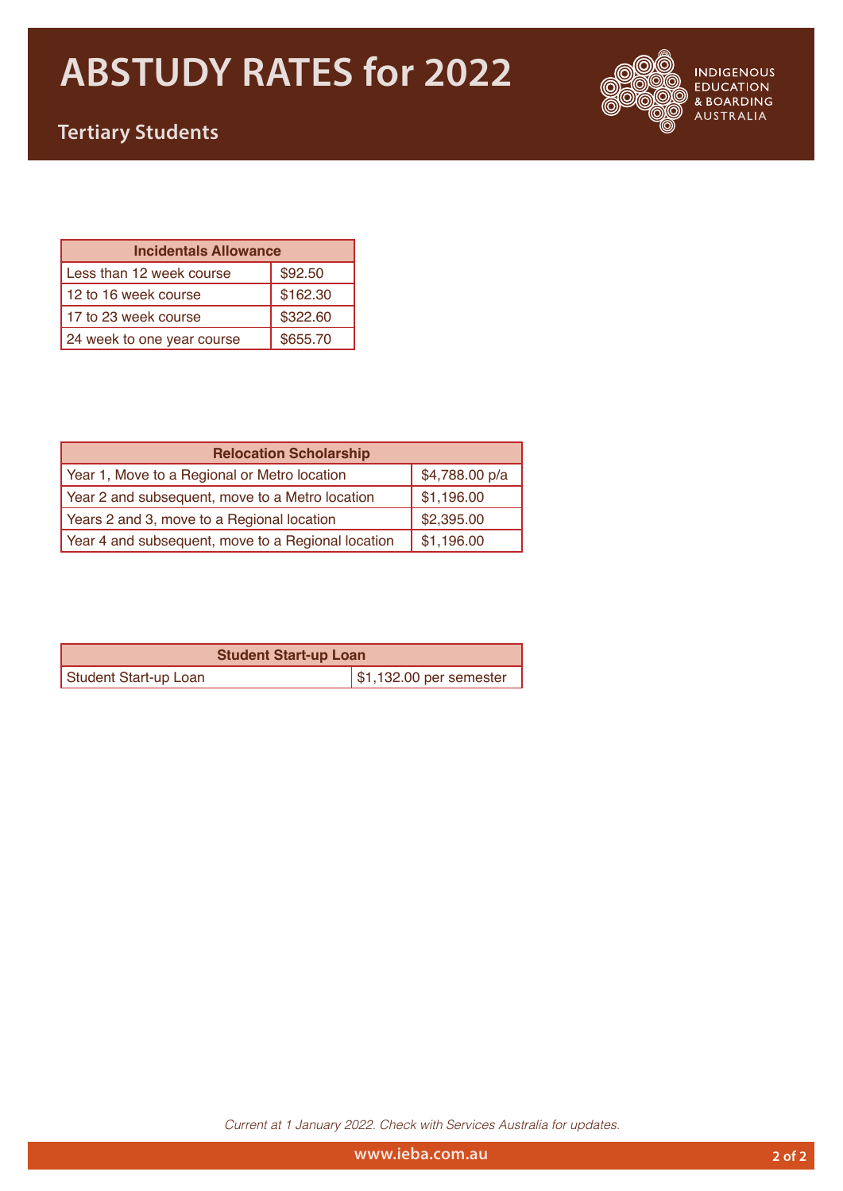# ABSTUDY RATES for 2022

## Tertiary Students

INDIGENOUS EDUCATION & BOARDING AUSTRALIA

| Incidentals Allowance | |
|---|---|
| Less than 12 week course | $92.50 |
| 12 to 16 week course | $162.30 |
| 17 to 23 week course | $322.60 |
| 24 week to one year course | $655.70 |

| Relocation Scholarship | |
|---|---|
| Year 1, Move to a Regional or Metro location | $4,788.00 p/a |
| Year 2 and subsequent, move to a Metro location | $1,196.00 |
| Years 2 and 3, move to a Regional location | $2,395.00 |
| Year 4 and subsequent, move to a Regional location | $1,196.00 |

| Student Start-up Loan | |
|---|---|
| Student Start-up Loan | $1,132.00 per semester |

*Current at 1 January 2022. Check with Services Australia for updates.*

www.ieba.com.au